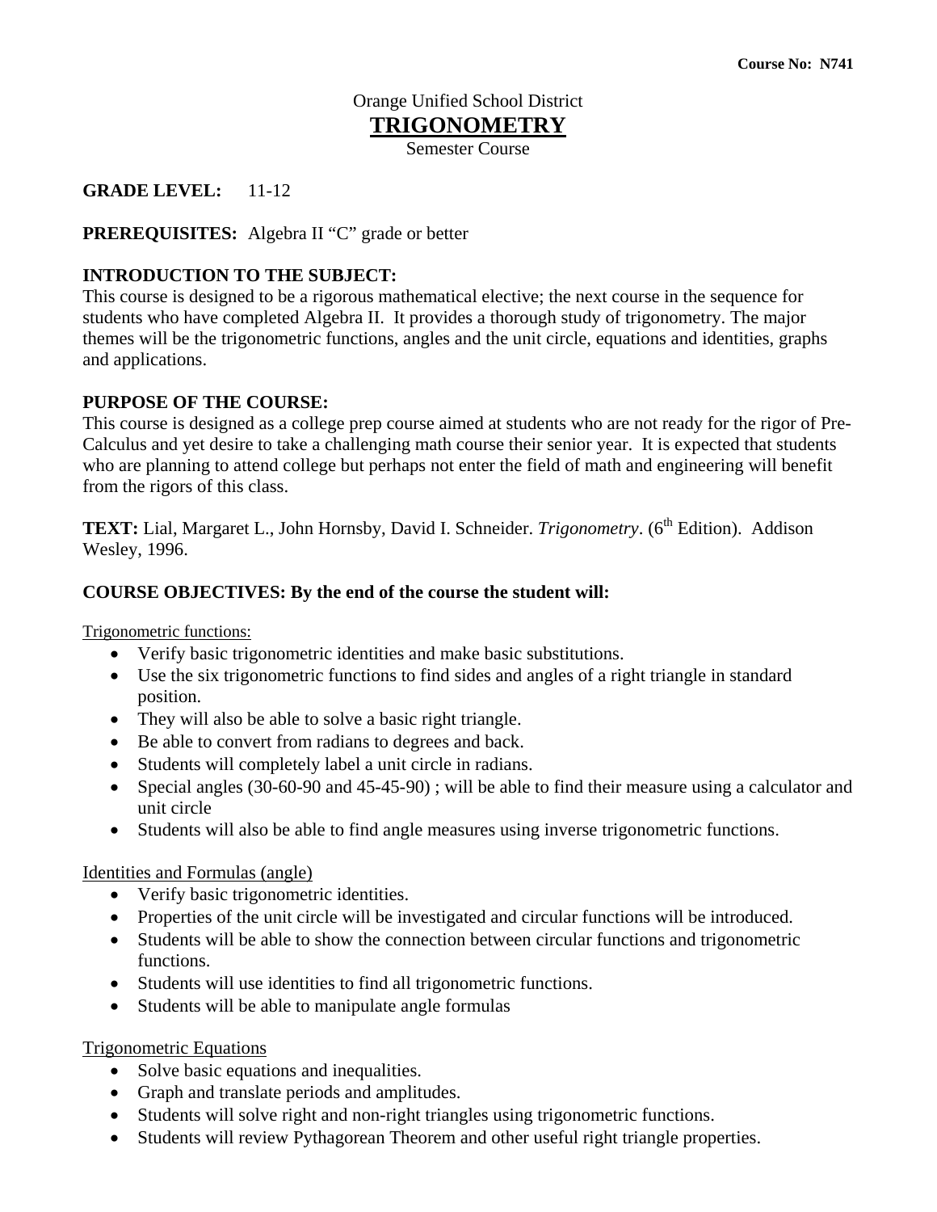**Course No: N741**

Orange Unified School District

# TRIGONOMETRY

Semester Course

**GRADE LEVEL:** 11-12

**PREREQUISITES:** Algebra II "C" grade or better

**INTRODUCTION TO THE SUBJECT:**
This course is designed to be a rigorous mathematical elective; the next course in the sequence for students who have completed Algebra II. It provides a thorough study of trigonometry. The major themes will be the trigonometric functions, angles and the unit circle, equations and identities, graphs and applications.

**PURPOSE OF THE COURSE:**
This course is designed as a college prep course aimed at students who are not ready for the rigor of Pre-Calculus and yet desire to take a challenging math course their senior year. It is expected that students who are planning to attend college but perhaps not enter the field of math and engineering will benefit from the rigors of this class.

**TEXT:** Lial, Margaret L., John Hornsby, David I. Schneider. *Trigonometry*. (6th Edition). Addison Wesley, 1996.

**COURSE OBJECTIVES: By the end of the course the student will:**

Trigonometric functions:

- Verify basic trigonometric identities and make basic substitutions.
- Use the six trigonometric functions to find sides and angles of a right triangle in standard position.
- They will also be able to solve a basic right triangle.
- Be able to convert from radians to degrees and back.
- Students will completely label a unit circle in radians.
- Special angles (30-60-90 and 45-45-90) ; will be able to find their measure using a calculator and unit circle
- Students will also be able to find angle measures using inverse trigonometric functions.

Identities and Formulas (angle)

- Verify basic trigonometric identities.
- Properties of the unit circle will be investigated and circular functions will be introduced.
- Students will be able to show the connection between circular functions and trigonometric functions.
- Students will use identities to find all trigonometric functions.
- Students will be able to manipulate angle formulas

Trigonometric Equations

- Solve basic equations and inequalities.
- Graph and translate periods and amplitudes.
- Students will solve right and non-right triangles using trigonometric functions.
- Students will review Pythagorean Theorem and other useful right triangle properties.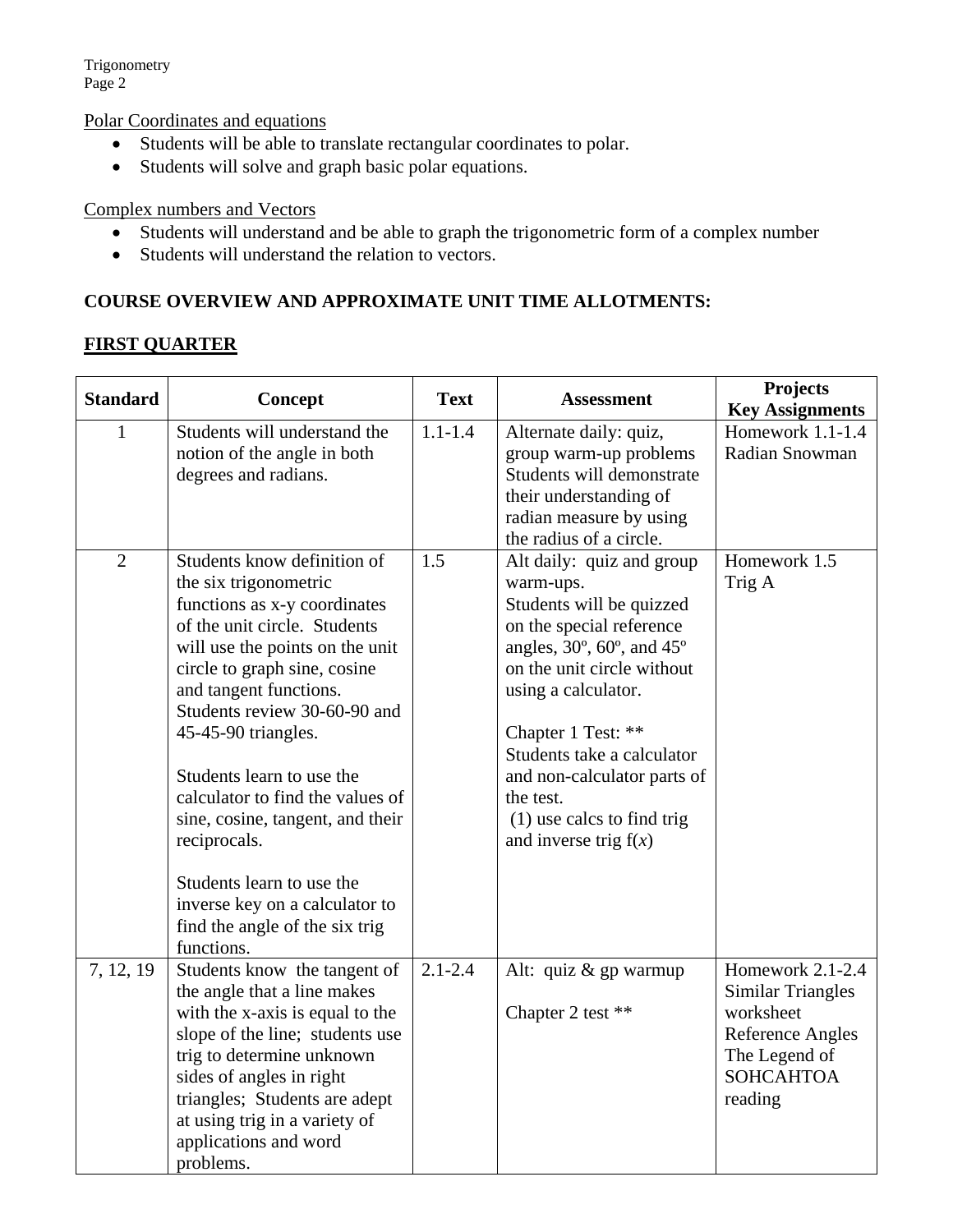Polar Coordinates and equations

- Students will be able to translate rectangular coordinates to polar.
- Students will solve and graph basic polar equations.

Complex numbers and Vectors

- Students will understand and be able to graph the trigonometric form of a complex number
- Students will understand the relation to vectors.

## COURSE OVERVIEW AND APPROXIMATE UNIT TIME ALLOTMENTS:

## FIRST QUARTER

| Standard | Concept | Text | Assessment | Projects Key Assignments |
|---|---|---|---|---|
| 1 | Students will understand the notion of the angle in both degrees and radians. | 1.1-1.4 | Alternate daily: quiz, group warm-up problems Students will demonstrate their understanding of radian measure by using the radius of a circle. | Homework 1.1-1.4 Radian Snowman |
| 2 | Students know definition of the six trigonometric functions as x-y coordinates of the unit circle. Students will use the points on the unit circle to graph sine, cosine and tangent functions. Students review 30-60-90 and 45-45-90 triangles.<br><br>Students learn to use the calculator to find the values of sine, cosine, tangent, and their reciprocals.<br><br>Students learn to use the inverse key on a calculator to find the angle of the six trig functions. | 1.5 | Alt daily: quiz and group warm-ups.<br>Students will be quizzed on the special reference angles, 30º, 60º, and 45º on the unit circle without using a calculator.<br><br>Chapter 1 Test: ** Students take a calculator and non-calculator parts of the test.<br>(1) use calcs to find trig and inverse trig f(*x*) | Homework 1.5 Trig A |
| 7, 12, 19 | Students know the tangent of the angle that a line makes with the x-axis is equal to the slope of the line; students use trig to determine unknown sides of angles in right triangles; Students are adept at using trig in a variety of applications and word problems. | 2.1-2.4 | Alt: quiz & gp warmup<br><br>Chapter 2 test ** | Homework 2.1-2.4 Similar Triangles worksheet Reference Angles The Legend of SOHCAHTOA reading |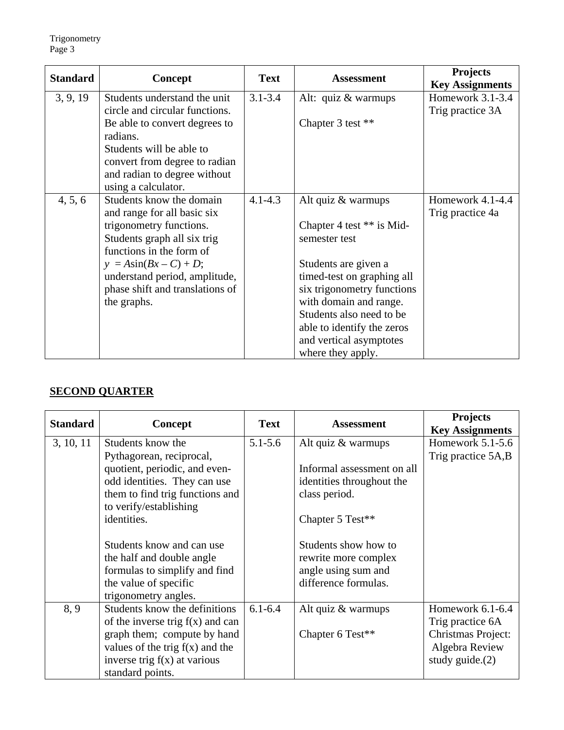| Standard | Concept | Text | Assessment | Projects Key Assignments |
|---|---|---|---|---|
| 3, 9, 19 | Students understand the unit circle and circular functions. Be able to convert degrees to radians. Students will be able to convert from degree to radian and radian to degree without using a calculator. | 3.1-3.4 | Alt: quiz & warmups<br><br>Chapter 3 test ** | Homework 3.1-3.4<br>Trig practice 3A |
| 4, 5, 6 | Students know the domain and range for all basic six trigonometry functions. Students graph all six trig functions in the form of $y = A\sin(Bx - C) + D$; understand period, amplitude, phase shift and translations of the graphs. | 4.1-4.3 | Alt quiz & warmups<br><br>Chapter 4 test ** is Mid-semester test<br><br>Students are given a timed-test on graphing all six trigonometry functions with domain and range. Students also need to be able to identify the zeros and vertical asymptotes where they apply. | Homework 4.1-4.4<br>Trig practice 4a |

## SECOND QUARTER

| Standard | Concept | Text | Assessment | Projects Key Assignments |
|---|---|---|---|---|
| 3, 10, 11 | Students know the Pythagorean, reciprocal, quotient, periodic, and even-odd identities. They can use them to find trig functions and to verify/establishing identities.<br><br>Students know and can use the half and double angle formulas to simplify and find the value of specific trigonometry angles. | 5.1-5.6 | Alt quiz & warmups<br><br>Informal assessment on all identities throughout the class period.<br><br>Chapter 5 Test**<br><br>Students show how to rewrite more complex angle using sum and difference formulas. | Homework 5.1-5.6<br>Trig practice 5A,B |
| 8, 9 | Students know the definitions of the inverse trig f(x) and can graph them; compute by hand values of the trig f(x) and the inverse trig f(x) at various standard points. | 6.1-6.4 | Alt quiz & warmups<br><br>Chapter 6 Test** | Homework 6.1-6.4<br>Trig practice 6A<br>Christmas Project: Algebra Review study guide.(2) |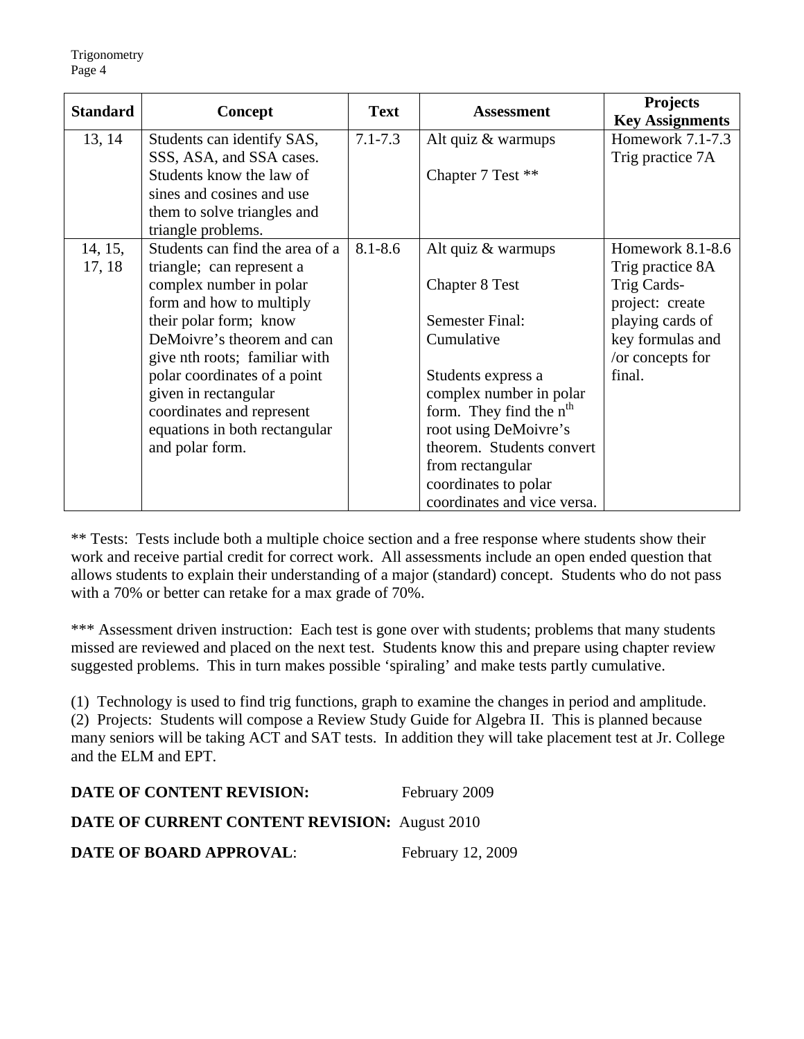| Standard | Concept | Text | Assessment | Projects Key Assignments |
|---|---|---|---|---|
| 13, 14 | Students can identify SAS, SSS, ASA, and SSA cases. Students know the law of sines and cosines and use them to solve triangles and triangle problems. | 7.1-7.3 | Alt quiz & warmups<br><br>Chapter 7 Test ** | Homework 7.1-7.3<br>Trig practice 7A |
| 14, 15, 17, 18 | Students can find the area of a triangle; can represent a complex number in polar form and how to multiply their polar form; know DeMoivre's theorem and can give nth roots; familiar with polar coordinates of a point given in rectangular coordinates and represent equations in both rectangular and polar form. | 8.1-8.6 | Alt quiz & warmups<br><br>Chapter 8 Test<br><br>Semester Final: Cumulative<br><br>Students express a complex number in polar form. They find the $n^{th}$ root using DeMoivre's theorem. Students convert from rectangular coordinates to polar coordinates and vice versa. | Homework 8.1-8.6<br>Trig practice 8A<br>Trig Cards- project: create playing cards of key formulas and /or concepts for final. |

** Tests: Tests include both a multiple choice section and a free response where students show their work and receive partial credit for correct work. All assessments include an open ended question that allows students to explain their understanding of a major (standard) concept. Students who do not pass with a 70% or better can retake for a max grade of 70%.

*** Assessment driven instruction: Each test is gone over with students; problems that many students missed are reviewed and placed on the next test. Students know this and prepare using chapter review suggested problems. This in turn makes possible 'spiraling' and make tests partly cumulative.

(1) Technology is used to find trig functions, graph to examine the changes in period and amplitude.
(2) Projects: Students will compose a Review Study Guide for Algebra II. This is planned because many seniors will be taking ACT and SAT tests. In addition they will take placement test at Jr. College and the ELM and EPT.

**DATE OF CONTENT REVISION:** February 2009

**DATE OF CURRENT CONTENT REVISION:** August 2010

**DATE OF BOARD APPROVAL**: February 12, 2009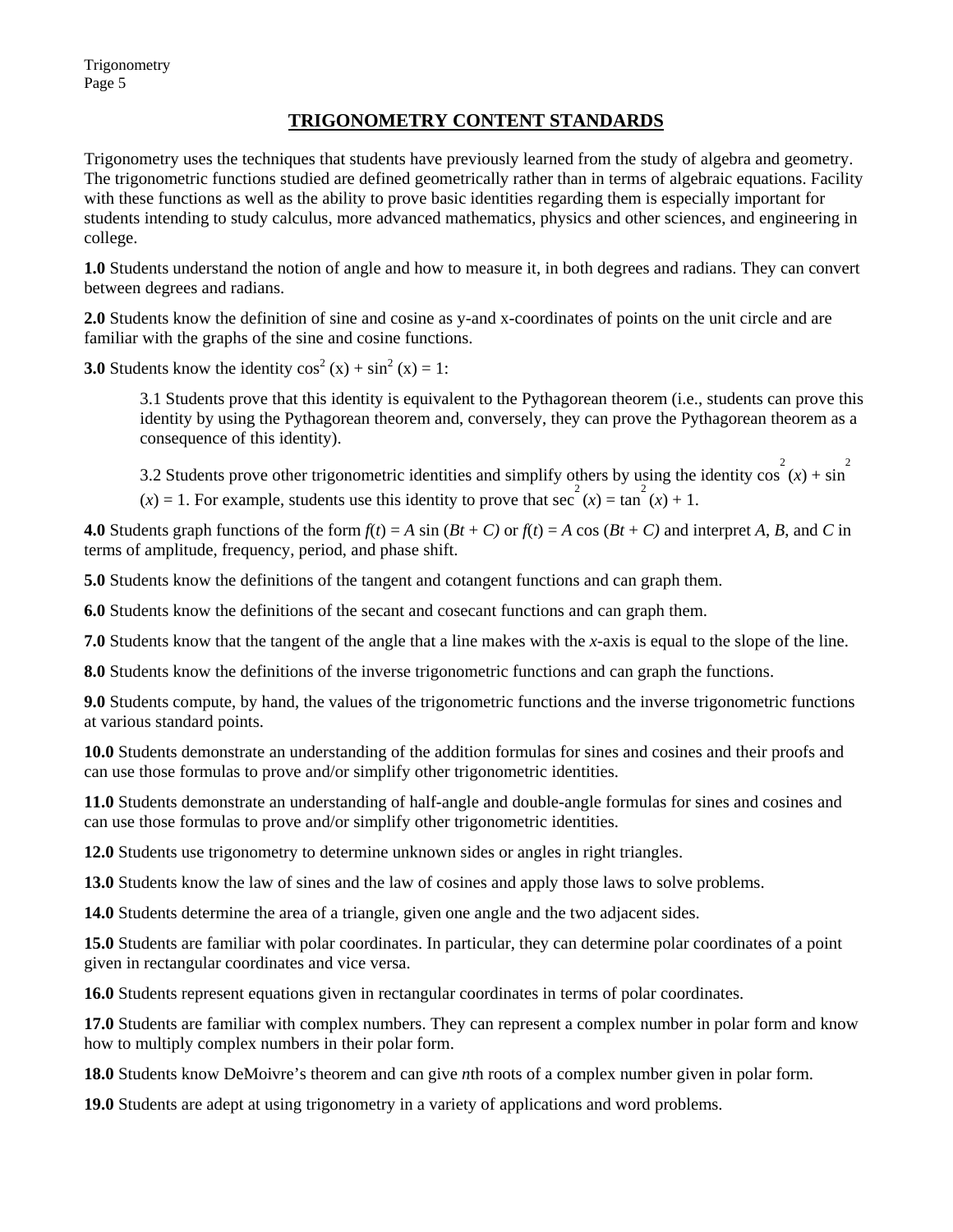## TRIGONOMETRY CONTENT STANDARDS

Trigonometry uses the techniques that students have previously learned from the study of algebra and geometry. The trigonometric functions studied are defined geometrically rather than in terms of algebraic equations. Facility with these functions as well as the ability to prove basic identities regarding them is especially important for students intending to study calculus, more advanced mathematics, physics and other sciences, and engineering in college.

**1.0** Students understand the notion of angle and how to measure it, in both degrees and radians. They can convert between degrees and radians.

**2.0** Students know the definition of sine and cosine as y-and x-coordinates of points on the unit circle and are familiar with the graphs of the sine and cosine functions.

**3.0** Students know the identity $\cos^2(x) + \sin^2(x) = 1$:

> 3.1 Students prove that this identity is equivalent to the Pythagorean theorem (i.e., students can prove this identity by using the Pythagorean theorem and, conversely, they can prove the Pythagorean theorem as a consequence of this identity).
>
> 3.2 Students prove other trigonometric identities and simplify others by using the identity $\cos^2(x) + \sin^2(x) = 1$. For example, students use this identity to prove that $\sec^2(x) = \tan^2(x) + 1$.

**4.0** Students graph functions of the form $f(t) = A \sin(Bt + C)$ or $f(t) = A \cos(Bt + C)$ and interpret $A$, $B$, and $C$ in terms of amplitude, frequency, period, and phase shift.

**5.0** Students know the definitions of the tangent and cotangent functions and can graph them.

**6.0** Students know the definitions of the secant and cosecant functions and can graph them.

**7.0** Students know that the tangent of the angle that a line makes with the $x$-axis is equal to the slope of the line.

**8.0** Students know the definitions of the inverse trigonometric functions and can graph the functions.

**9.0** Students compute, by hand, the values of the trigonometric functions and the inverse trigonometric functions at various standard points.

**10.0** Students demonstrate an understanding of the addition formulas for sines and cosines and their proofs and can use those formulas to prove and/or simplify other trigonometric identities.

**11.0** Students demonstrate an understanding of half-angle and double-angle formulas for sines and cosines and can use those formulas to prove and/or simplify other trigonometric identities.

**12.0** Students use trigonometry to determine unknown sides or angles in right triangles.

**13.0** Students know the law of sines and the law of cosines and apply those laws to solve problems.

**14.0** Students determine the area of a triangle, given one angle and the two adjacent sides.

**15.0** Students are familiar with polar coordinates. In particular, they can determine polar coordinates of a point given in rectangular coordinates and vice versa.

**16.0** Students represent equations given in rectangular coordinates in terms of polar coordinates.

**17.0** Students are familiar with complex numbers. They can represent a complex number in polar form and know how to multiply complex numbers in their polar form.

**18.0** Students know DeMoivre's theorem and can give $n$th roots of a complex number given in polar form.

**19.0** Students are adept at using trigonometry in a variety of applications and word problems.